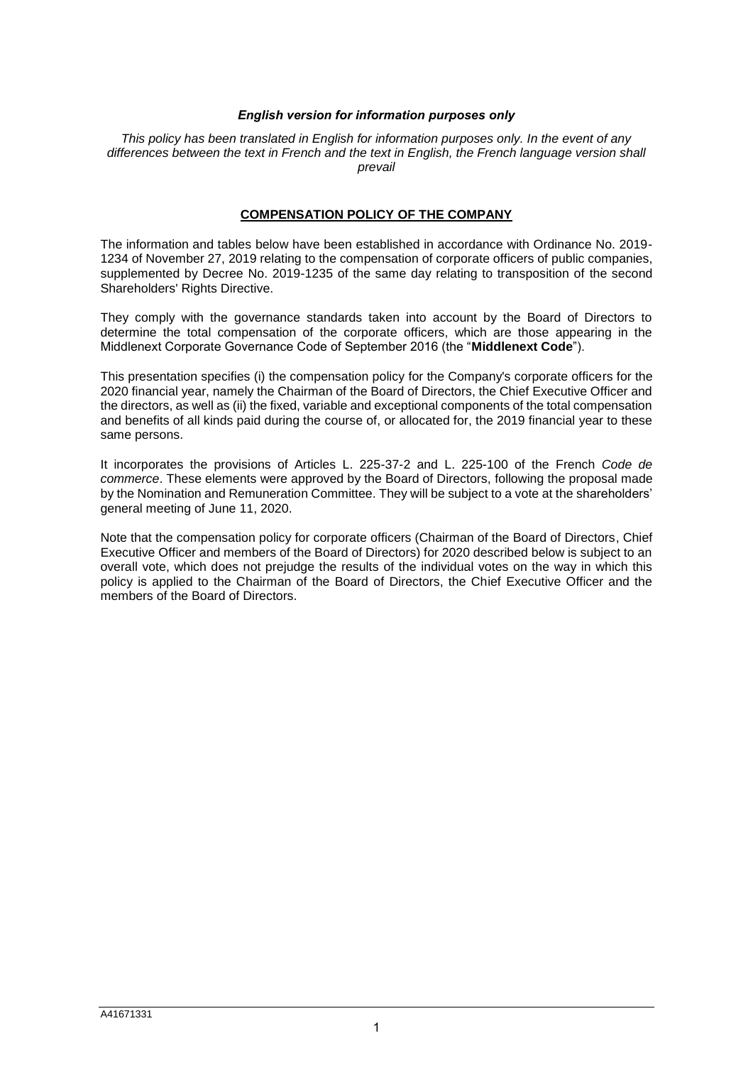***English version for information purposes only***

*This policy has been translated in English for information purposes only. In the event of any differences between the text in French and the text in English, the French language version shall prevail*

## COMPENSATION POLICY OF THE COMPANY

The information and tables below have been established in accordance with Ordinance No. 2019-1234 of November 27, 2019 relating to the compensation of corporate officers of public companies, supplemented by Decree No. 2019-1235 of the same day relating to transposition of the second Shareholders' Rights Directive.

They comply with the governance standards taken into account by the Board of Directors to determine the total compensation of the corporate officers, which are those appearing in the Middlenext Corporate Governance Code of September 2016 (the "**Middlenext Code**").

This presentation specifies (i) the compensation policy for the Company's corporate officers for the 2020 financial year, namely the Chairman of the Board of Directors, the Chief Executive Officer and the directors, as well as (ii) the fixed, variable and exceptional components of the total compensation and benefits of all kinds paid during the course of, or allocated for, the 2019 financial year to these same persons.

It incorporates the provisions of Articles L. 225-37-2 and L. 225-100 of the French *Code de commerce*. These elements were approved by the Board of Directors, following the proposal made by the Nomination and Remuneration Committee. They will be subject to a vote at the shareholders' general meeting of June 11, 2020.

Note that the compensation policy for corporate officers (Chairman of the Board of Directors, Chief Executive Officer and members of the Board of Directors) for 2020 described below is subject to an overall vote, which does not prejudge the results of the individual votes on the way in which this policy is applied to the Chairman of the Board of Directors, the Chief Executive Officer and the members of the Board of Directors.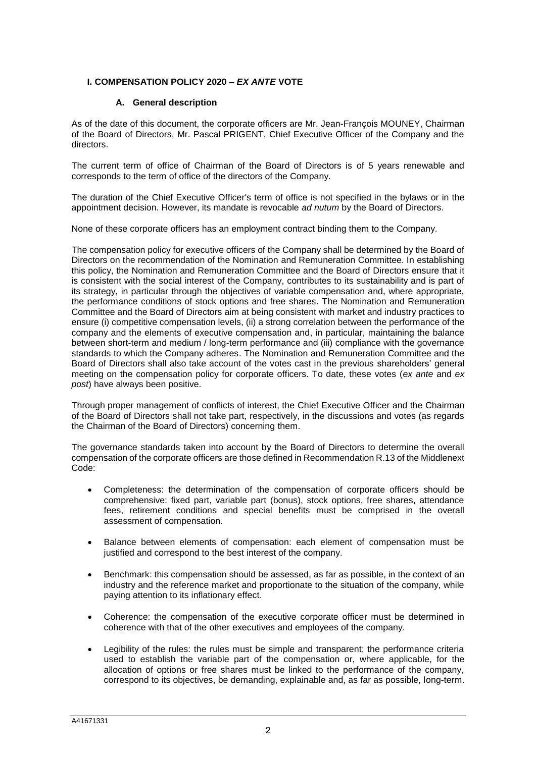## I. COMPENSATION POLICY 2020 – *EX ANTE* VOTE

### A. General description

As of the date of this document, the corporate officers are Mr. Jean-François MOUNEY, Chairman of the Board of Directors, Mr. Pascal PRIGENT, Chief Executive Officer of the Company and the directors.

The current term of office of Chairman of the Board of Directors is of 5 years renewable and corresponds to the term of office of the directors of the Company.

The duration of the Chief Executive Officer's term of office is not specified in the bylaws or in the appointment decision. However, its mandate is revocable *ad nutum* by the Board of Directors.

None of these corporate officers has an employment contract binding them to the Company.

The compensation policy for executive officers of the Company shall be determined by the Board of Directors on the recommendation of the Nomination and Remuneration Committee. In establishing this policy, the Nomination and Remuneration Committee and the Board of Directors ensure that it is consistent with the social interest of the Company, contributes to its sustainability and is part of its strategy, in particular through the objectives of variable compensation and, where appropriate, the performance conditions of stock options and free shares. The Nomination and Remuneration Committee and the Board of Directors aim at being consistent with market and industry practices to ensure (i) competitive compensation levels, (ii) a strong correlation between the performance of the company and the elements of executive compensation and, in particular, maintaining the balance between short-term and medium / long-term performance and (iii) compliance with the governance standards to which the Company adheres. The Nomination and Remuneration Committee and the Board of Directors shall also take account of the votes cast in the previous shareholders' general meeting on the compensation policy for corporate officers. To date, these votes (*ex ante* and *ex post*) have always been positive.

Through proper management of conflicts of interest, the Chief Executive Officer and the Chairman of the Board of Directors shall not take part, respectively, in the discussions and votes (as regards the Chairman of the Board of Directors) concerning them.

The governance standards taken into account by the Board of Directors to determine the overall compensation of the corporate officers are those defined in Recommendation R.13 of the Middlenext Code:

- Completeness: the determination of the compensation of corporate officers should be comprehensive: fixed part, variable part (bonus), stock options, free shares, attendance fees, retirement conditions and special benefits must be comprised in the overall assessment of compensation.
- Balance between elements of compensation: each element of compensation must be justified and correspond to the best interest of the company.
- Benchmark: this compensation should be assessed, as far as possible, in the context of an industry and the reference market and proportionate to the situation of the company, while paying attention to its inflationary effect.
- Coherence: the compensation of the executive corporate officer must be determined in coherence with that of the other executives and employees of the company.
- Legibility of the rules: the rules must be simple and transparent; the performance criteria used to establish the variable part of the compensation or, where applicable, for the allocation of options or free shares must be linked to the performance of the company, correspond to its objectives, be demanding, explainable and, as far as possible, long-term.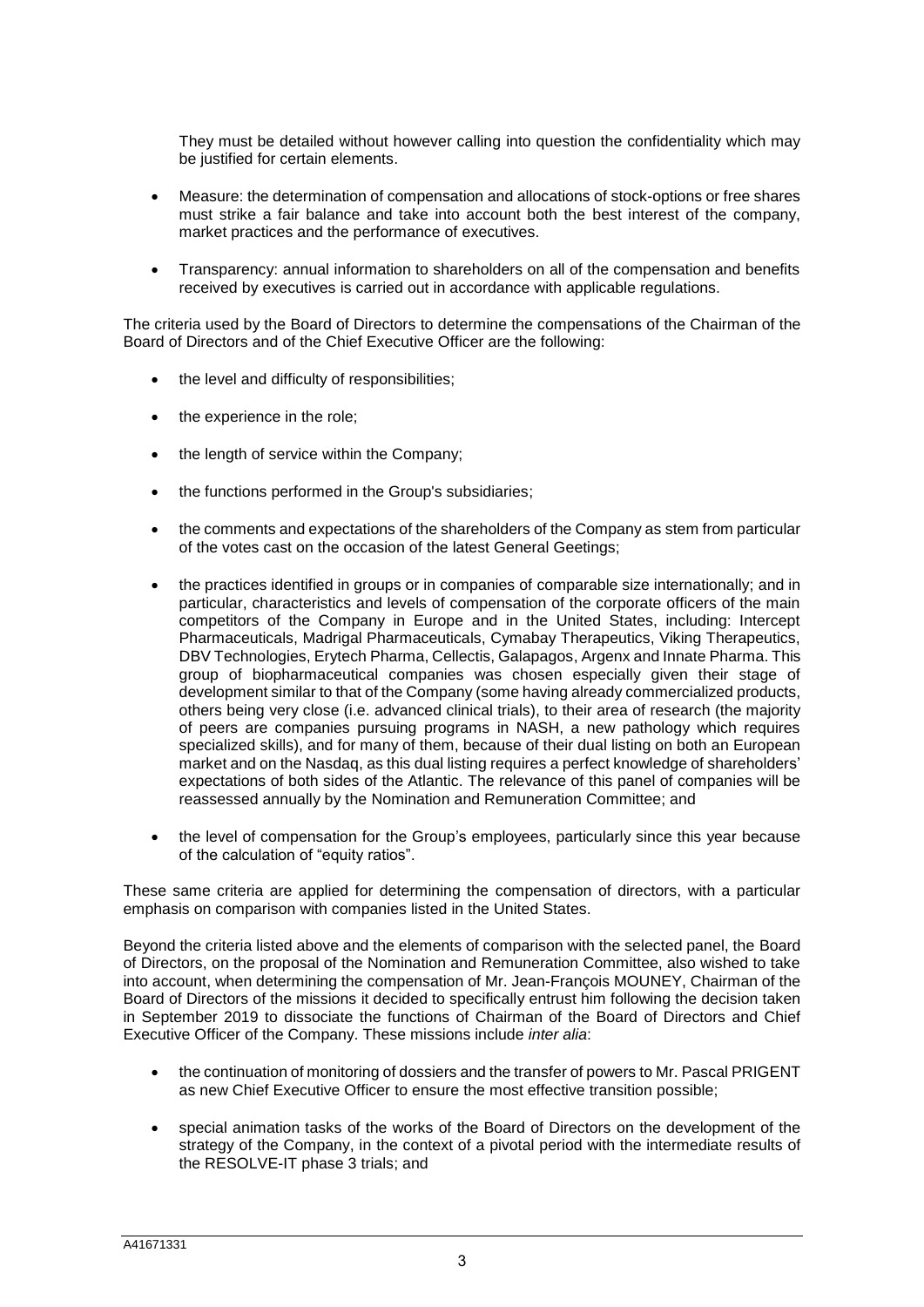They must be detailed without however calling into question the confidentiality which may be justified for certain elements.

- Measure: the determination of compensation and allocations of stock-options or free shares must strike a fair balance and take into account both the best interest of the company, market practices and the performance of executives.

- Transparency: annual information to shareholders on all of the compensation and benefits received by executives is carried out in accordance with applicable regulations.

The criteria used by the Board of Directors to determine the compensations of the Chairman of the Board of Directors and of the Chief Executive Officer are the following:

- the level and difficulty of responsibilities;

- the experience in the role;

- the length of service within the Company;

- the functions performed in the Group's subsidiaries;

- the comments and expectations of the shareholders of the Company as stem from particular of the votes cast on the occasion of the latest General Geetings;

- the practices identified in groups or in companies of comparable size internationally; and in particular, characteristics and levels of compensation of the corporate officers of the main competitors of the Company in Europe and in the United States, including: Intercept Pharmaceuticals, Madrigal Pharmaceuticals, Cymabay Therapeutics, Viking Therapeutics, DBV Technologies, Erytech Pharma, Cellectis, Galapagos, Argenx and Innate Pharma. This group of biopharmaceutical companies was chosen especially given their stage of development similar to that of the Company (some having already commercialized products, others being very close (i.e. advanced clinical trials), to their area of research (the majority of peers are companies pursuing programs in NASH, a new pathology which requires specialized skills), and for many of them, because of their dual listing on both an European market and on the Nasdaq, as this dual listing requires a perfect knowledge of shareholders' expectations of both sides of the Atlantic. The relevance of this panel of companies will be reassessed annually by the Nomination and Remuneration Committee; and

- the level of compensation for the Group's employees, particularly since this year because of the calculation of "equity ratios".

These same criteria are applied for determining the compensation of directors, with a particular emphasis on comparison with companies listed in the United States.

Beyond the criteria listed above and the elements of comparison with the selected panel, the Board of Directors, on the proposal of the Nomination and Remuneration Committee, also wished to take into account, when determining the compensation of Mr. Jean-François MOUNEY, Chairman of the Board of Directors of the missions it decided to specifically entrust him following the decision taken in September 2019 to dissociate the functions of Chairman of the Board of Directors and Chief Executive Officer of the Company. These missions include *inter alia*:

- the continuation of monitoring of dossiers and the transfer of powers to Mr. Pascal PRIGENT as new Chief Executive Officer to ensure the most effective transition possible;

- special animation tasks of the works of the Board of Directors on the development of the strategy of the Company, in the context of a pivotal period with the intermediate results of the RESOLVE-IT phase 3 trials; and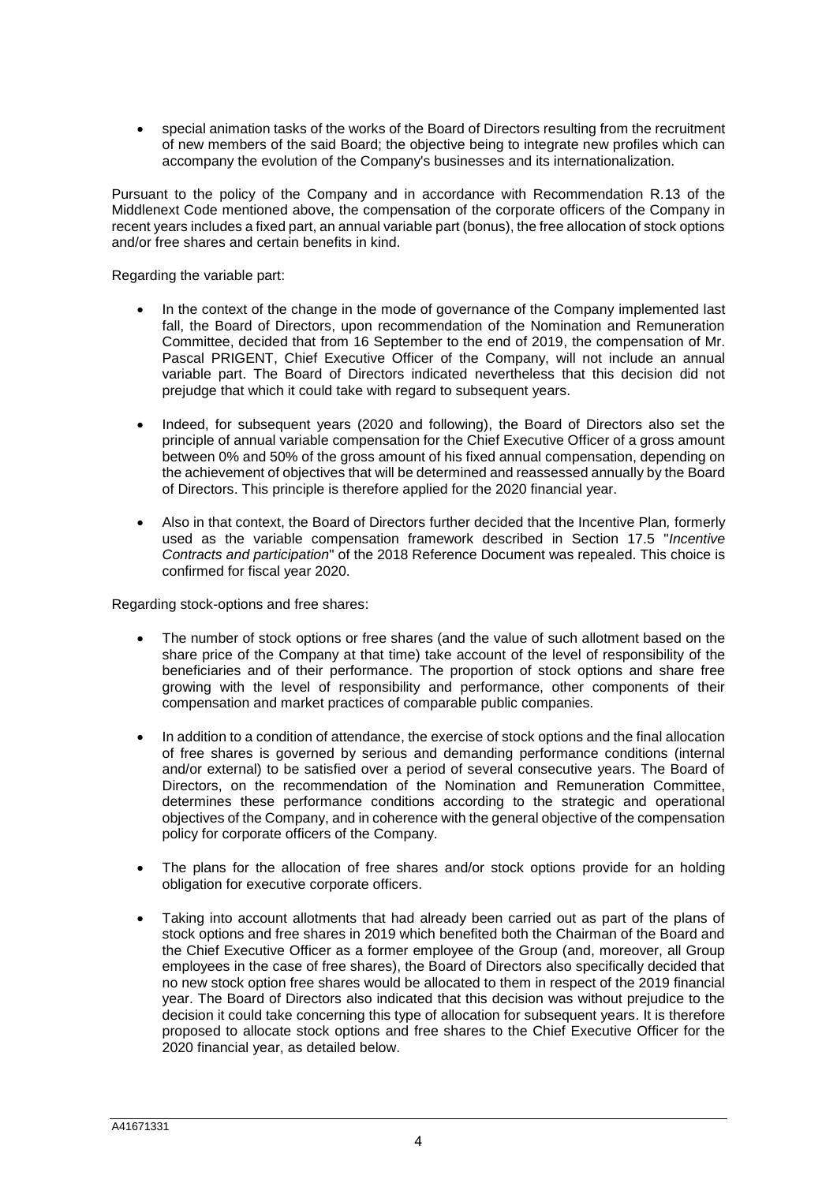- special animation tasks of the works of the Board of Directors resulting from the recruitment of new members of the said Board; the objective being to integrate new profiles which can accompany the evolution of the Company's businesses and its internationalization.

Pursuant to the policy of the Company and in accordance with Recommendation R.13 of the Middlenext Code mentioned above, the compensation of the corporate officers of the Company in recent years includes a fixed part, an annual variable part (bonus), the free allocation of stock options and/or free shares and certain benefits in kind.

Regarding the variable part:

- In the context of the change in the mode of governance of the Company implemented last fall, the Board of Directors, upon recommendation of the Nomination and Remuneration Committee, decided that from 16 September to the end of 2019, the compensation of Mr. Pascal PRIGENT, Chief Executive Officer of the Company, will not include an annual variable part. The Board of Directors indicated nevertheless that this decision did not prejudge that which it could take with regard to subsequent years.

- Indeed, for subsequent years (2020 and following), the Board of Directors also set the principle of annual variable compensation for the Chief Executive Officer of a gross amount between 0% and 50% of the gross amount of his fixed annual compensation, depending on the achievement of objectives that will be determined and reassessed annually by the Board of Directors. This principle is therefore applied for the 2020 financial year.

- Also in that context, the Board of Directors further decided that the Incentive Plan*,* formerly used as the variable compensation framework described in Section 17.5 "*Incentive Contracts and participation*" of the 2018 Reference Document was repealed. This choice is confirmed for fiscal year 2020.

Regarding stock-options and free shares:

- The number of stock options or free shares (and the value of such allotment based on the share price of the Company at that time) take account of the level of responsibility of the beneficiaries and of their performance. The proportion of stock options and share free growing with the level of responsibility and performance, other components of their compensation and market practices of comparable public companies.

- In addition to a condition of attendance, the exercise of stock options and the final allocation of free shares is governed by serious and demanding performance conditions (internal and/or external) to be satisfied over a period of several consecutive years. The Board of Directors, on the recommendation of the Nomination and Remuneration Committee, determines these performance conditions according to the strategic and operational objectives of the Company, and in coherence with the general objective of the compensation policy for corporate officers of the Company.

- The plans for the allocation of free shares and/or stock options provide for an holding obligation for executive corporate officers.

- Taking into account allotments that had already been carried out as part of the plans of stock options and free shares in 2019 which benefited both the Chairman of the Board and the Chief Executive Officer as a former employee of the Group (and, moreover, all Group employees in the case of free shares), the Board of Directors also specifically decided that no new stock option free shares would be allocated to them in respect of the 2019 financial year. The Board of Directors also indicated that this decision was without prejudice to the decision it could take concerning this type of allocation for subsequent years. It is therefore proposed to allocate stock options and free shares to the Chief Executive Officer for the 2020 financial year, as detailed below.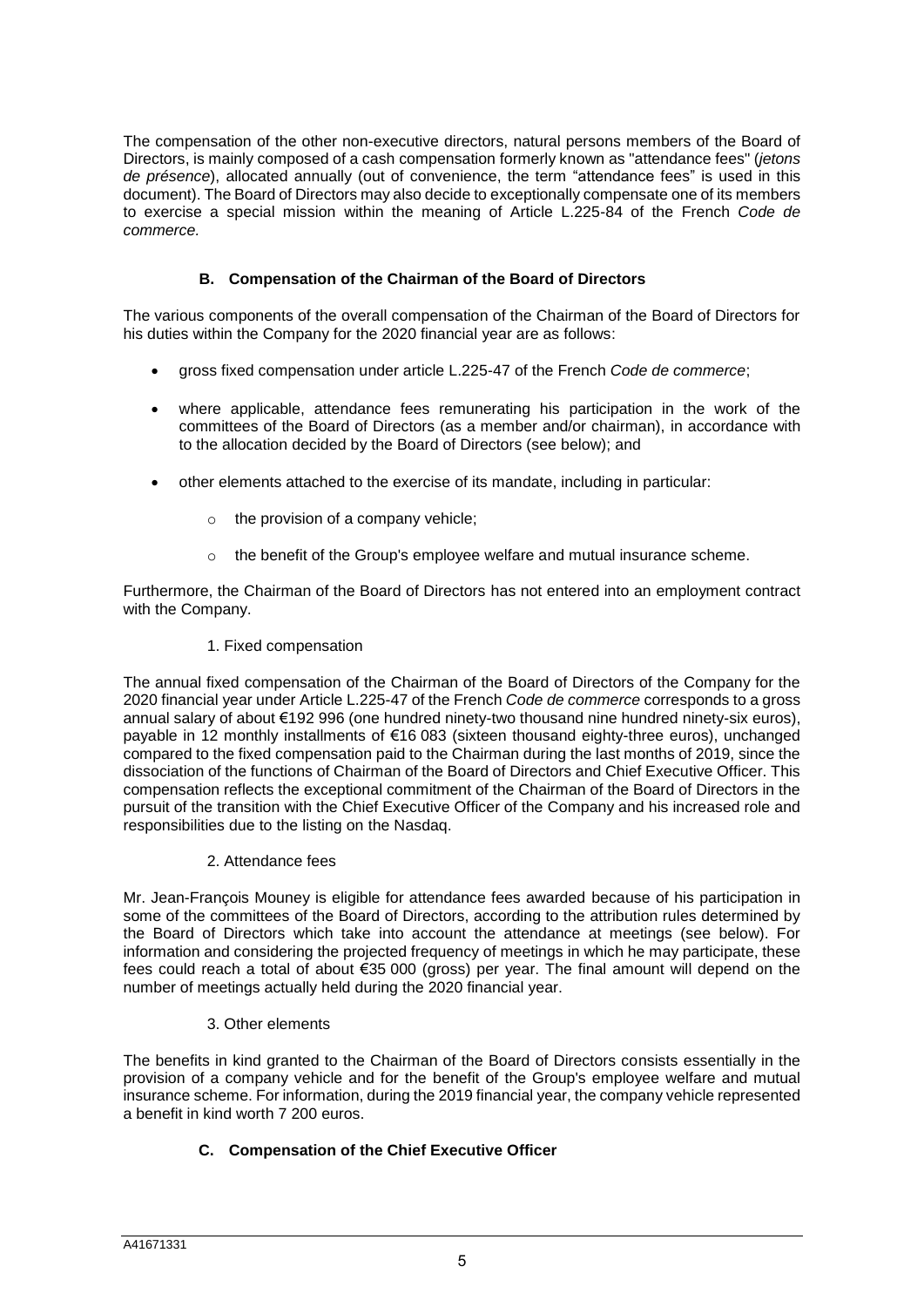The compensation of the other non-executive directors, natural persons members of the Board of Directors, is mainly composed of a cash compensation formerly known as "attendance fees" (*jetons de présence*), allocated annually (out of convenience, the term "attendance fees" is used in this document). The Board of Directors may also decide to exceptionally compensate one of its members to exercise a special mission within the meaning of Article L.225-84 of the French *Code de commerce*.

### B. Compensation of the Chairman of the Board of Directors

The various components of the overall compensation of the Chairman of the Board of Directors for his duties within the Company for the 2020 financial year are as follows:

- gross fixed compensation under article L.225-47 of the French *Code de commerce*;
- where applicable, attendance fees remunerating his participation in the work of the committees of the Board of Directors (as a member and/or chairman), in accordance with to the allocation decided by the Board of Directors (see below); and
- other elements attached to the exercise of its mandate, including in particular:
  - the provision of a company vehicle;
  - the benefit of the Group's employee welfare and mutual insurance scheme.

Furthermore, the Chairman of the Board of Directors has not entered into an employment contract with the Company.

#### 1. Fixed compensation

The annual fixed compensation of the Chairman of the Board of Directors of the Company for the 2020 financial year under Article L.225-47 of the French *Code de commerce* corresponds to a gross annual salary of about €192 996 (one hundred ninety-two thousand nine hundred ninety-six euros), payable in 12 monthly installments of €16 083 (sixteen thousand eighty-three euros), unchanged compared to the fixed compensation paid to the Chairman during the last months of 2019, since the dissociation of the functions of Chairman of the Board of Directors and Chief Executive Officer. This compensation reflects the exceptional commitment of the Chairman of the Board of Directors in the pursuit of the transition with the Chief Executive Officer of the Company and his increased role and responsibilities due to the listing on the Nasdaq.

#### 2. Attendance fees

Mr. Jean-François Mouney is eligible for attendance fees awarded because of his participation in some of the committees of the Board of Directors, according to the attribution rules determined by the Board of Directors which take into account the attendance at meetings (see below). For information and considering the projected frequency of meetings in which he may participate, these fees could reach a total of about €35 000 (gross) per year. The final amount will depend on the number of meetings actually held during the 2020 financial year.

#### 3. Other elements

The benefits in kind granted to the Chairman of the Board of Directors consists essentially in the provision of a company vehicle and for the benefit of the Group's employee welfare and mutual insurance scheme. For information, during the 2019 financial year, the company vehicle represented a benefit in kind worth 7 200 euros.

### C. Compensation of the Chief Executive Officer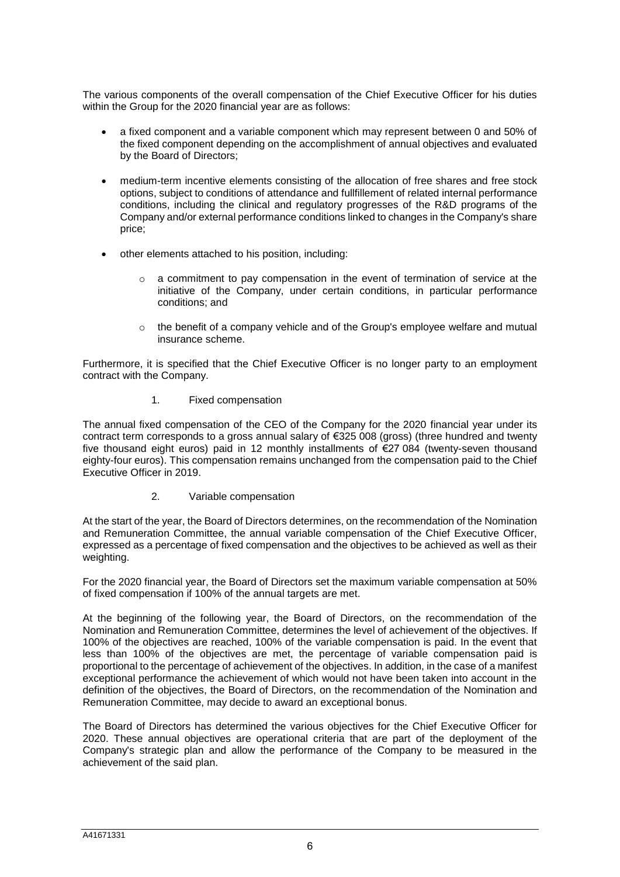The various components of the overall compensation of the Chief Executive Officer for his duties within the Group for the 2020 financial year are as follows:

- a fixed component and a variable component which may represent between 0 and 50% of the fixed component depending on the accomplishment of annual objectives and evaluated by the Board of Directors;
- medium-term incentive elements consisting of the allocation of free shares and free stock options, subject to conditions of attendance and fullfillement of related internal performance conditions, including the clinical and regulatory progresses of the R&D programs of the Company and/or external performance conditions linked to changes in the Company's share price;
- other elements attached to his position, including:
  - a commitment to pay compensation in the event of termination of service at the initiative of the Company, under certain conditions, in particular performance conditions; and
  - the benefit of a company vehicle and of the Group's employee welfare and mutual insurance scheme.

Furthermore, it is specified that the Chief Executive Officer is no longer party to an employment contract with the Company.

1. Fixed compensation

The annual fixed compensation of the CEO of the Company for the 2020 financial year under its contract term corresponds to a gross annual salary of €325 008 (gross) (three hundred and twenty five thousand eight euros) paid in 12 monthly installments of €27 084 (twenty-seven thousand eighty-four euros). This compensation remains unchanged from the compensation paid to the Chief Executive Officer in 2019.

2. Variable compensation

At the start of the year, the Board of Directors determines, on the recommendation of the Nomination and Remuneration Committee, the annual variable compensation of the Chief Executive Officer, expressed as a percentage of fixed compensation and the objectives to be achieved as well as their weighting.

For the 2020 financial year, the Board of Directors set the maximum variable compensation at 50% of fixed compensation if 100% of the annual targets are met.

At the beginning of the following year, the Board of Directors, on the recommendation of the Nomination and Remuneration Committee, determines the level of achievement of the objectives. If 100% of the objectives are reached, 100% of the variable compensation is paid. In the event that less than 100% of the objectives are met, the percentage of variable compensation paid is proportional to the percentage of achievement of the objectives. In addition, in the case of a manifest exceptional performance the achievement of which would not have been taken into account in the definition of the objectives, the Board of Directors, on the recommendation of the Nomination and Remuneration Committee, may decide to award an exceptional bonus.

The Board of Directors has determined the various objectives for the Chief Executive Officer for 2020. These annual objectives are operational criteria that are part of the deployment of the Company's strategic plan and allow the performance of the Company to be measured in the achievement of the said plan.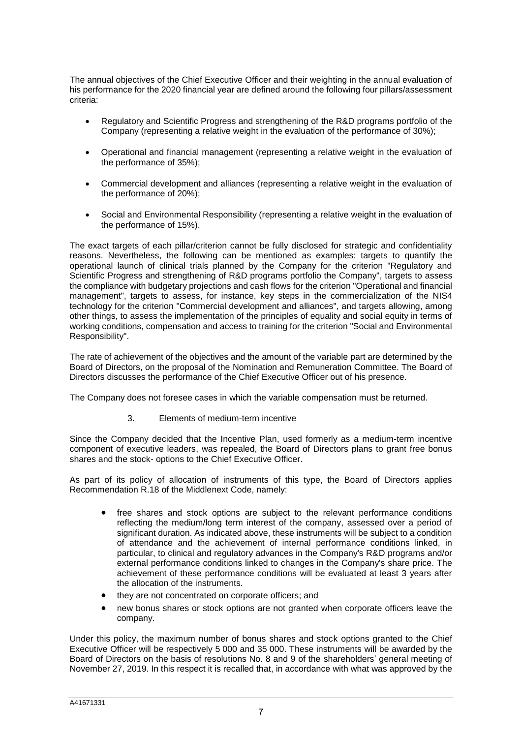The annual objectives of the Chief Executive Officer and their weighting in the annual evaluation of his performance for the 2020 financial year are defined around the following four pillars/assessment criteria:

- Regulatory and Scientific Progress and strengthening of the R&D programs portfolio of the Company (representing a relative weight in the evaluation of the performance of 30%);
- Operational and financial management (representing a relative weight in the evaluation of the performance of 35%);
- Commercial development and alliances (representing a relative weight in the evaluation of the performance of 20%);
- Social and Environmental Responsibility (representing a relative weight in the evaluation of the performance of 15%).

The exact targets of each pillar/criterion cannot be fully disclosed for strategic and confidentiality reasons. Nevertheless, the following can be mentioned as examples: targets to quantify the operational launch of clinical trials planned by the Company for the criterion "Regulatory and Scientific Progress and strengthening of R&D programs portfolio the Company", targets to assess the compliance with budgetary projections and cash flows for the criterion "Operational and financial management", targets to assess, for instance, key steps in the commercialization of the NIS4 technology for the criterion "Commercial development and alliances", and targets allowing, among other things, to assess the implementation of the principles of equality and social equity in terms of working conditions, compensation and access to training for the criterion "Social and Environmental Responsibility".

The rate of achievement of the objectives and the amount of the variable part are determined by the Board of Directors, on the proposal of the Nomination and Remuneration Committee. The Board of Directors discusses the performance of the Chief Executive Officer out of his presence.

The Company does not foresee cases in which the variable compensation must be returned.

### 3. Elements of medium-term incentive

Since the Company decided that the Incentive Plan, used formerly as a medium-term incentive component of executive leaders, was repealed, the Board of Directors plans to grant free bonus shares and the stock- options to the Chief Executive Officer.

As part of its policy of allocation of instruments of this type, the Board of Directors applies Recommendation R.18 of the Middlenext Code, namely:

- free shares and stock options are subject to the relevant performance conditions reflecting the medium/long term interest of the company, assessed over a period of significant duration. As indicated above, these instruments will be subject to a condition of attendance and the achievement of internal performance conditions linked, in particular, to clinical and regulatory advances in the Company's R&D programs and/or external performance conditions linked to changes in the Company's share price. The achievement of these performance conditions will be evaluated at least 3 years after the allocation of the instruments.
- they are not concentrated on corporate officers; and
- new bonus shares or stock options are not granted when corporate officers leave the company.

Under this policy, the maximum number of bonus shares and stock options granted to the Chief Executive Officer will be respectively 5 000 and 35 000. These instruments will be awarded by the Board of Directors on the basis of resolutions No. 8 and 9 of the shareholders' general meeting of November 27, 2019. In this respect it is recalled that, in accordance with what was approved by the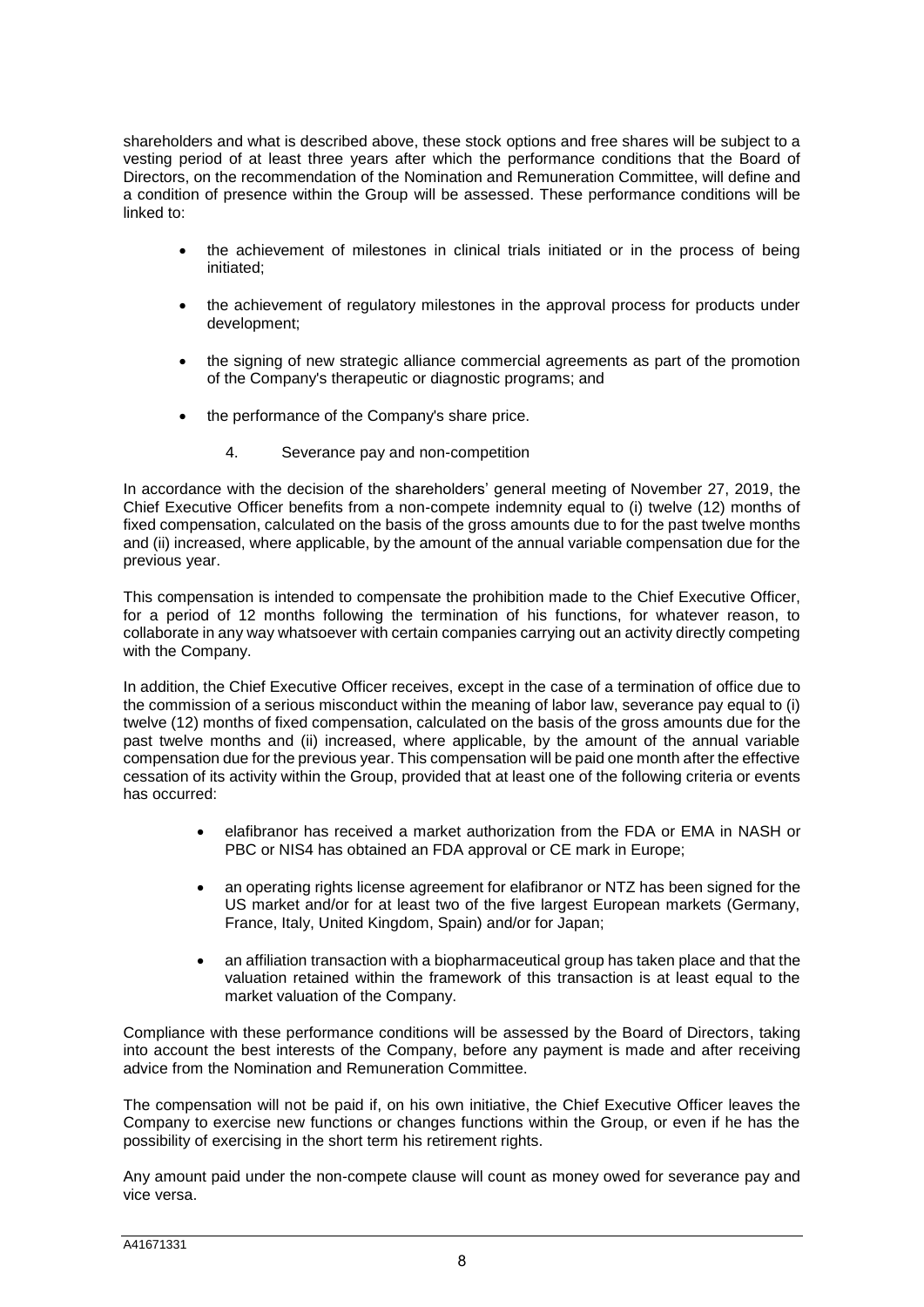shareholders and what is described above, these stock options and free shares will be subject to a vesting period of at least three years after which the performance conditions that the Board of Directors, on the recommendation of the Nomination and Remuneration Committee, will define and a condition of presence within the Group will be assessed. These performance conditions will be linked to:

- the achievement of milestones in clinical trials initiated or in the process of being initiated;
- the achievement of regulatory milestones in the approval process for products under development;
- the signing of new strategic alliance commercial agreements as part of the promotion of the Company's therapeutic or diagnostic programs; and
- the performance of the Company's share price.

### 4. Severance pay and non-competition

In accordance with the decision of the shareholders' general meeting of November 27, 2019, the Chief Executive Officer benefits from a non-compete indemnity equal to (i) twelve (12) months of fixed compensation, calculated on the basis of the gross amounts due to for the past twelve months and (ii) increased, where applicable, by the amount of the annual variable compensation due for the previous year.

This compensation is intended to compensate the prohibition made to the Chief Executive Officer, for a period of 12 months following the termination of his functions, for whatever reason, to collaborate in any way whatsoever with certain companies carrying out an activity directly competing with the Company.

In addition, the Chief Executive Officer receives, except in the case of a termination of office due to the commission of a serious misconduct within the meaning of labor law, severance pay equal to (i) twelve (12) months of fixed compensation, calculated on the basis of the gross amounts due for the past twelve months and (ii) increased, where applicable, by the amount of the annual variable compensation due for the previous year. This compensation will be paid one month after the effective cessation of its activity within the Group, provided that at least one of the following criteria or events has occurred:

- elafibranor has received a market authorization from the FDA or EMA in NASH or PBC or NIS4 has obtained an FDA approval or CE mark in Europe;
- an operating rights license agreement for elafibranor or NTZ has been signed for the US market and/or for at least two of the five largest European markets (Germany, France, Italy, United Kingdom, Spain) and/or for Japan;
- an affiliation transaction with a biopharmaceutical group has taken place and that the valuation retained within the framework of this transaction is at least equal to the market valuation of the Company.

Compliance with these performance conditions will be assessed by the Board of Directors, taking into account the best interests of the Company, before any payment is made and after receiving advice from the Nomination and Remuneration Committee.

The compensation will not be paid if, on his own initiative, the Chief Executive Officer leaves the Company to exercise new functions or changes functions within the Group, or even if he has the possibility of exercising in the short term his retirement rights.

Any amount paid under the non-compete clause will count as money owed for severance pay and vice versa.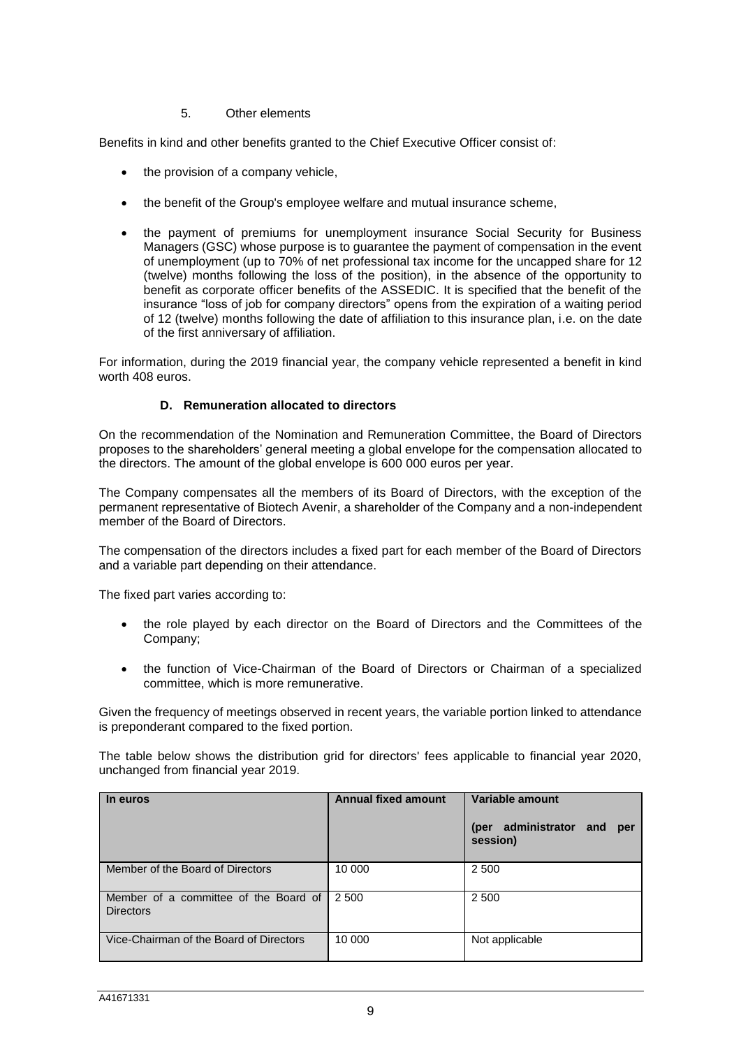5. Other elements

Benefits in kind and other benefits granted to the Chief Executive Officer consist of:

- the provision of a company vehicle,
- the benefit of the Group's employee welfare and mutual insurance scheme,
- the payment of premiums for unemployment insurance Social Security for Business Managers (GSC) whose purpose is to guarantee the payment of compensation in the event of unemployment (up to 70% of net professional tax income for the uncapped share for 12 (twelve) months following the loss of the position), in the absence of the opportunity to benefit as corporate officer benefits of the ASSEDIC. It is specified that the benefit of the insurance "loss of job for company directors" opens from the expiration of a waiting period of 12 (twelve) months following the date of affiliation to this insurance plan, i.e. on the date of the first anniversary of affiliation.

For information, during the 2019 financial year, the company vehicle represented a benefit in kind worth 408 euros.

### D. Remuneration allocated to directors

On the recommendation of the Nomination and Remuneration Committee, the Board of Directors proposes to the shareholders' general meeting a global envelope for the compensation allocated to the directors. The amount of the global envelope is 600 000 euros per year.

The Company compensates all the members of its Board of Directors, with the exception of the permanent representative of Biotech Avenir, a shareholder of the Company and a non-independent member of the Board of Directors.

The compensation of the directors includes a fixed part for each member of the Board of Directors and a variable part depending on their attendance.

The fixed part varies according to:

- the role played by each director on the Board of Directors and the Committees of the Company;
- the function of Vice-Chairman of the Board of Directors or Chairman of a specialized committee, which is more remunerative.

Given the frequency of meetings observed in recent years, the variable portion linked to attendance is preponderant compared to the fixed portion.

The table below shows the distribution grid for directors' fees applicable to financial year 2020, unchanged from financial year 2019.

| In euros | Annual fixed amount | Variable amount (per administrator and per session) |
|---|---|---|
| Member of the Board of Directors | 10 000 | 2 500 |
| Member of a committee of the Board of Directors | 2 500 | 2 500 |
| Vice-Chairman of the Board of Directors | 10 000 | Not applicable |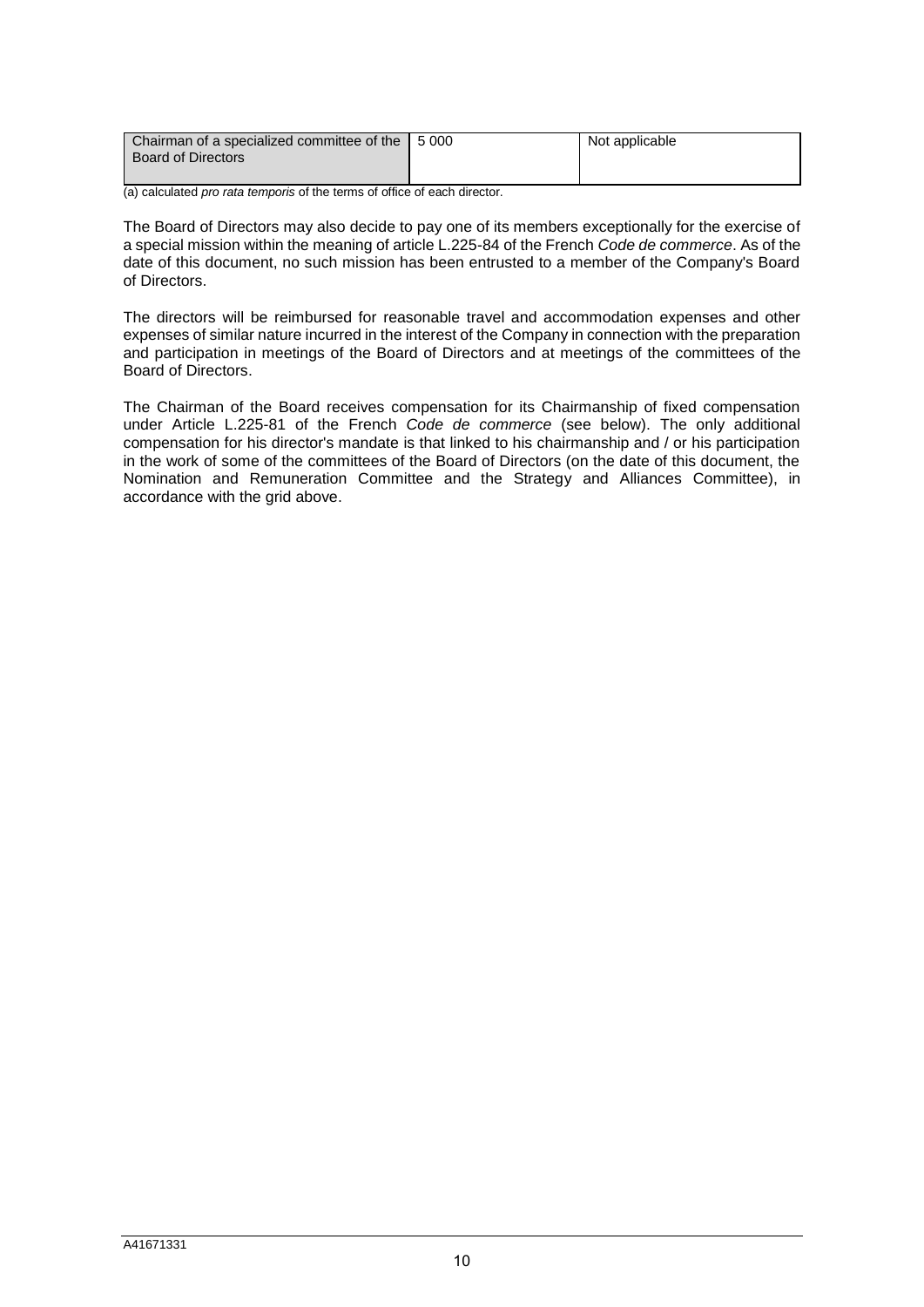| Chairman of a specialized committee of the Board of Directors | 5 000 | Not applicable |
|---|---|---|

(a) calculated *pro rata temporis* of the terms of office of each director.

The Board of Directors may also decide to pay one of its members exceptionally for the exercise of a special mission within the meaning of article L.225-84 of the French *Code de commerce*. As of the date of this document, no such mission has been entrusted to a member of the Company's Board of Directors.

The directors will be reimbursed for reasonable travel and accommodation expenses and other expenses of similar nature incurred in the interest of the Company in connection with the preparation and participation in meetings of the Board of Directors and at meetings of the committees of the Board of Directors.

The Chairman of the Board receives compensation for its Chairmanship of fixed compensation under Article L.225-81 of the French *Code de commerce* (see below). The only additional compensation for his director's mandate is that linked to his chairmanship and / or his participation in the work of some of the committees of the Board of Directors (on the date of this document, the Nomination and Remuneration Committee and the Strategy and Alliances Committee), in accordance with the grid above.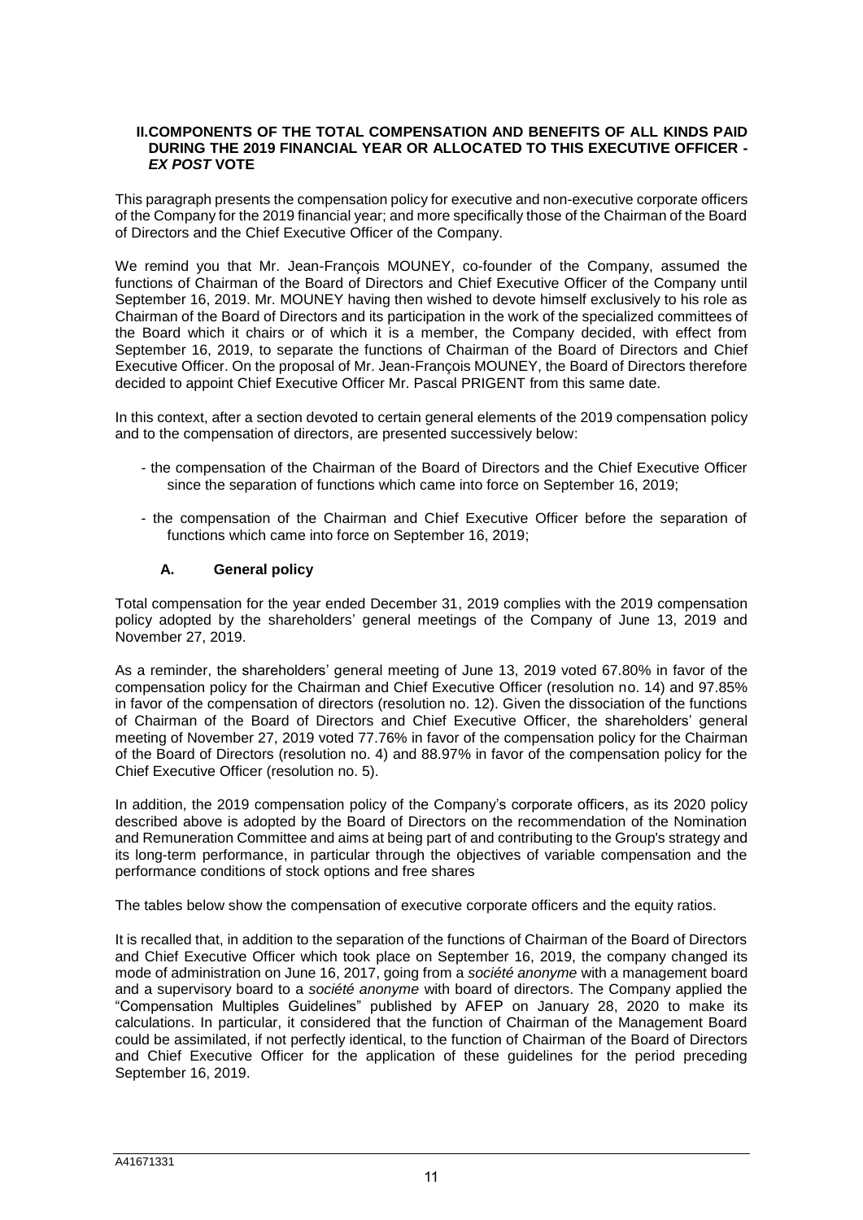## II. COMPONENTS OF THE TOTAL COMPENSATION AND BENEFITS OF ALL KINDS PAID DURING THE 2019 FINANCIAL YEAR OR ALLOCATED TO THIS EXECUTIVE OFFICER - *EX POST* VOTE

This paragraph presents the compensation policy for executive and non-executive corporate officers of the Company for the 2019 financial year; and more specifically those of the Chairman of the Board of Directors and the Chief Executive Officer of the Company.

We remind you that Mr. Jean-François MOUNEY, co-founder of the Company, assumed the functions of Chairman of the Board of Directors and Chief Executive Officer of the Company until September 16, 2019. Mr. MOUNEY having then wished to devote himself exclusively to his role as Chairman of the Board of Directors and its participation in the work of the specialized committees of the Board which it chairs or of which it is a member, the Company decided, with effect from September 16, 2019, to separate the functions of Chairman of the Board of Directors and Chief Executive Officer. On the proposal of Mr. Jean-François MOUNEY, the Board of Directors therefore decided to appoint Chief Executive Officer Mr. Pascal PRIGENT from this same date.

In this context, after a section devoted to certain general elements of the 2019 compensation policy and to the compensation of directors, are presented successively below:

- the compensation of the Chairman of the Board of Directors and the Chief Executive Officer since the separation of functions which came into force on September 16, 2019;
- the compensation of the Chairman and Chief Executive Officer before the separation of functions which came into force on September 16, 2019;

### A. General policy

Total compensation for the year ended December 31, 2019 complies with the 2019 compensation policy adopted by the shareholders' general meetings of the Company of June 13, 2019 and November 27, 2019.

As a reminder, the shareholders' general meeting of June 13, 2019 voted 67.80% in favor of the compensation policy for the Chairman and Chief Executive Officer (resolution no. 14) and 97.85% in favor of the compensation of directors (resolution no. 12). Given the dissociation of the functions of Chairman of the Board of Directors and Chief Executive Officer, the shareholders' general meeting of November 27, 2019 voted 77.76% in favor of the compensation policy for the Chairman of the Board of Directors (resolution no. 4) and 88.97% in favor of the compensation policy for the Chief Executive Officer (resolution no. 5).

In addition, the 2019 compensation policy of the Company's corporate officers, as its 2020 policy described above is adopted by the Board of Directors on the recommendation of the Nomination and Remuneration Committee and aims at being part of and contributing to the Group's strategy and its long-term performance, in particular through the objectives of variable compensation and the performance conditions of stock options and free shares

The tables below show the compensation of executive corporate officers and the equity ratios.

It is recalled that, in addition to the separation of the functions of Chairman of the Board of Directors and Chief Executive Officer which took place on September 16, 2019, the company changed its mode of administration on June 16, 2017, going from a *société anonyme* with a management board and a supervisory board to a *société anonyme* with board of directors. The Company applied the "Compensation Multiples Guidelines" published by AFEP on January 28, 2020 to make its calculations. In particular, it considered that the function of Chairman of the Management Board could be assimilated, if not perfectly identical, to the function of Chairman of the Board of Directors and Chief Executive Officer for the application of these guidelines for the period preceding September 16, 2019.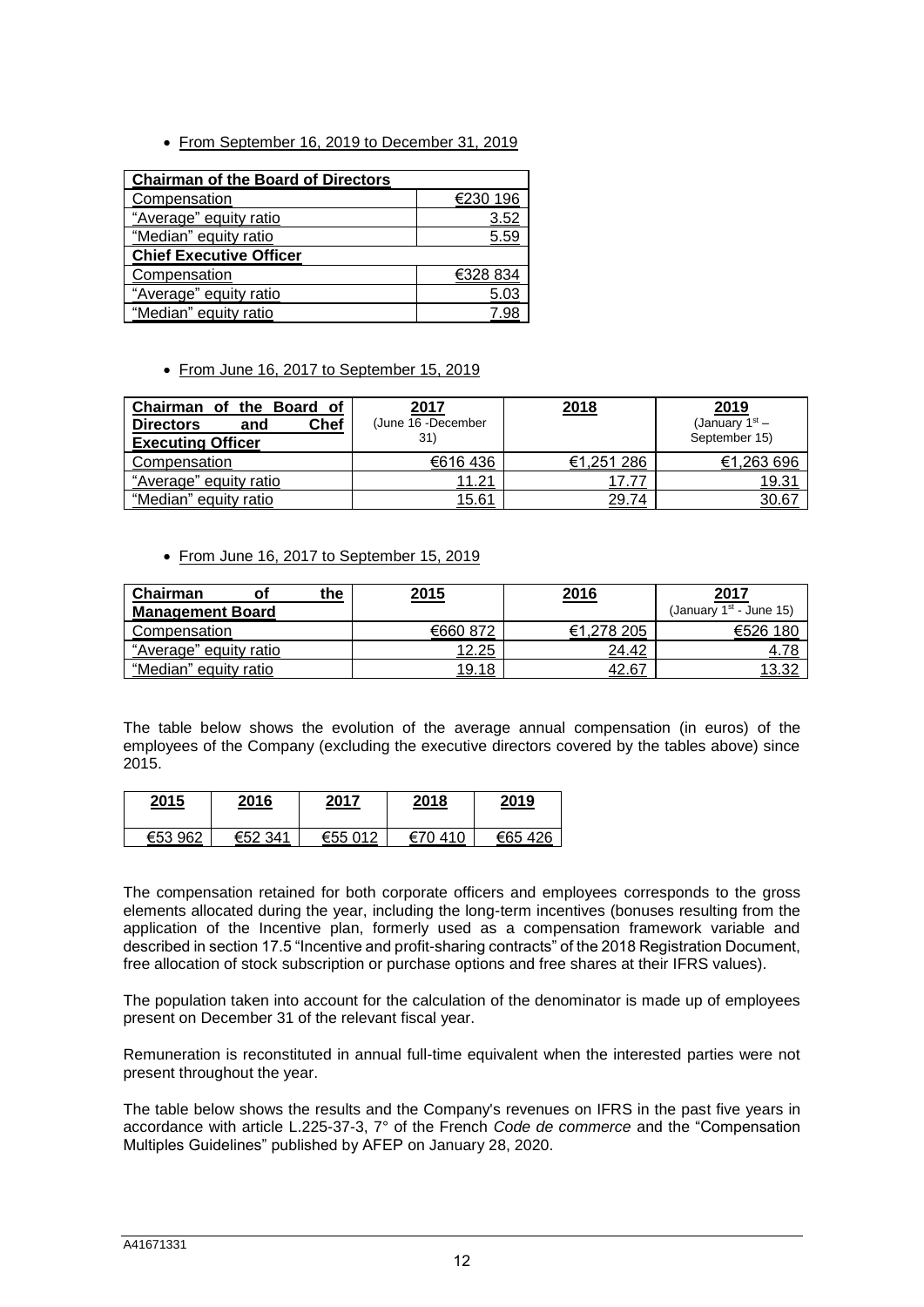- From September 16, 2019 to December 31, 2019

| **Chairman of the Board of Directors** | |
|---|---|
| Compensation | €230 196 |
| "Average" equity ratio | 3.52 |
| "Median" equity ratio | 5.59 |
| **Chief Executive Officer** | |
| Compensation | €328 834 |
| "Average" equity ratio | 5.03 |
| "Median" equity ratio | 7.98 |

- From June 16, 2017 to September 15, 2019

| **Chairman of the Board of Directors and Chef Executing Officer** | 2017 (June 16 -December 31) | 2018 | 2019 (January 1st – September 15) |
|---|---|---|---|
| Compensation | €616 436 | €1,251 286 | €1,263 696 |
| "Average" equity ratio | 11.21 | 17.77 | 19.31 |
| "Median" equity ratio | 15.61 | 29.74 | 30.67 |

- From June 16, 2017 to September 15, 2019

| **Chairman of the Management Board** | 2015 | 2016 | 2017 (January 1st - June 15) |
|---|---|---|---|
| Compensation | €660 872 | €1,278 205 | €526 180 |
| "Average" equity ratio | 12.25 | 24.42 | 4.78 |
| "Median" equity ratio | 19.18 | 42.67 | 13.32 |

The table below shows the evolution of the average annual compensation (in euros) of the employees of the Company (excluding the executive directors covered by the tables above) since 2015.

| 2015 | 2016 | 2017 | 2018 | 2019 |
|---|---|---|---|---|
| €53 962 | €52 341 | €55 012 | €70 410 | €65 426 |

The compensation retained for both corporate officers and employees corresponds to the gross elements allocated during the year, including the long-term incentives (bonuses resulting from the application of the Incentive plan, formerly used as a compensation framework variable and described in section 17.5 "Incentive and profit-sharing contracts" of the 2018 Registration Document, free allocation of stock subscription or purchase options and free shares at their IFRS values).

The population taken into account for the calculation of the denominator is made up of employees present on December 31 of the relevant fiscal year.

Remuneration is reconstituted in annual full-time equivalent when the interested parties were not present throughout the year.

The table below shows the results and the Company's revenues on IFRS in the past five years in accordance with article L.225-37-3, 7° of the French *Code de commerce* and the "Compensation Multiples Guidelines" published by AFEP on January 28, 2020.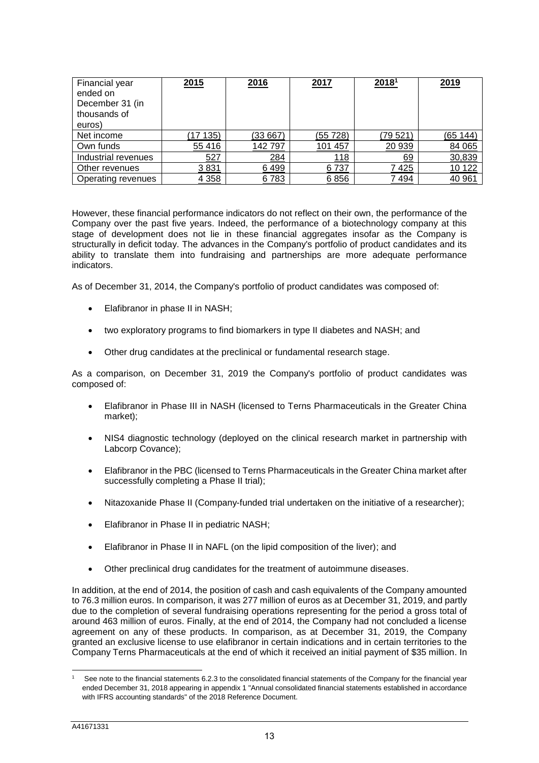| Financial year ended on December 31 (in thousands of euros) | 2015 | 2016 | 2017 | 2018[1] | 2019 |
|---|---|---|---|---|---|
| Net income | (17 135) | (33 667) | (55 728) | (79 521) | (65 144) |
| Own funds | 55 416 | 142 797 | 101 457 | 20 939 | 84 065 |
| Industrial revenues | 527 | 284 | 118 | 69 | 30,839 |
| Other revenues | 3 831 | 6 499 | 6 737 | 7 425 | 10 122 |
| Operating revenues | 4 358 | 6 783 | 6 856 | 7 494 | 40 961 |

However, these financial performance indicators do not reflect on their own, the performance of the Company over the past five years. Indeed, the performance of a biotechnology company at this stage of development does not lie in these financial aggregates insofar as the Company is structurally in deficit today. The advances in the Company's portfolio of product candidates and its ability to translate them into fundraising and partnerships are more adequate performance indicators.

As of December 31, 2014, the Company's portfolio of product candidates was composed of:

- Elafibranor in phase II in NASH;
- two exploratory programs to find biomarkers in type II diabetes and NASH; and
- Other drug candidates at the preclinical or fundamental research stage.

As a comparison, on December 31, 2019 the Company's portfolio of product candidates was composed of:

- Elafibranor in Phase III in NASH (licensed to Terns Pharmaceuticals in the Greater China market);
- NIS4 diagnostic technology (deployed on the clinical research market in partnership with Labcorp Covance);
- Elafibranor in the PBC (licensed to Terns Pharmaceuticals in the Greater China market after successfully completing a Phase II trial);
- Nitazoxanide Phase II (Company-funded trial undertaken on the initiative of a researcher);
- Elafibranor in Phase II in pediatric NASH;
- Elafibranor in Phase II in NAFL (on the lipid composition of the liver); and
- Other preclinical drug candidates for the treatment of autoimmune diseases.

In addition, at the end of 2014, the position of cash and cash equivalents of the Company amounted to 76.3 million euros. In comparison, it was 277 million of euros as at December 31, 2019, and partly due to the completion of several fundraising operations representing for the period a gross total of around 463 million of euros. Finally, at the end of 2014, the Company had not concluded a license agreement on any of these products. In comparison, as at December 31, 2019, the Company granted an exclusive license to use elafibranor in certain indications and in certain territories to the Company Terns Pharmaceuticals at the end of which it received an initial payment of $35 million. In

[1] See note to the financial statements 6.2.3 to the consolidated financial statements of the Company for the financial year ended December 31, 2018 appearing in appendix 1 "Annual consolidated financial statements established in accordance with IFRS accounting standards" of the 2018 Reference Document.

A41671331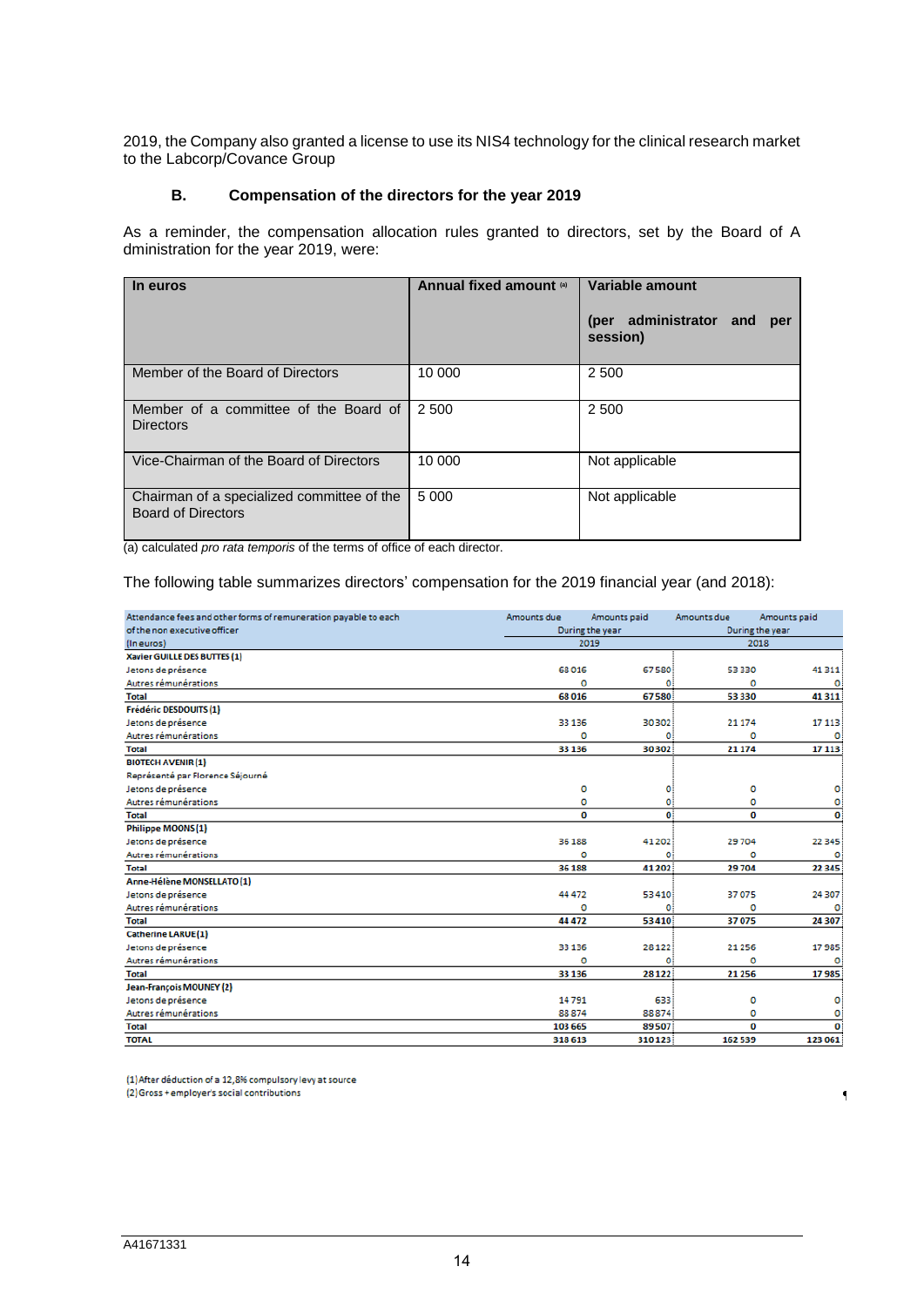2019, the Company also granted a license to use its NIS4 technology for the clinical research market to the Labcorp/Covance Group

### B. Compensation of the directors for the year 2019

As a reminder, the compensation allocation rules granted to directors, set by the Board of A dministration for the year 2019, were:

| In euros | Annual fixed amount (a) | Variable amount (per administrator and per session) |
|---|---|---|
| Member of the Board of Directors | 10 000 | 2 500 |
| Member of a committee of the Board of Directors | 2 500 | 2 500 |
| Vice-Chairman of the Board of Directors | 10 000 | Not applicable |
| Chairman of a specialized committee of the Board of Directors | 5 000 | Not applicable |

(a) calculated *pro rata temporis* of the terms of office of each director.

The following table summarizes directors' compensation for the 2019 financial year (and 2018):

| Attendance fees and other forms of remuneration payable to each of the non executive officer (In euros) | Amounts due During the year 2019 | Amounts paid During the year 2019 | Amounts due During the year 2018 | Amounts paid During the year 2018 |
|---|---|---|---|---|
| **Xavier GUILLE DES BUTTES (1)** | | | | |
| Jetons de présence | 68 016 | 67 580 | 53 330 | 41 311 |
| Autres rémunérations | 0 | 0 | 0 | 0 |
| **Total** | **68 016** | **67 580** | **53 330** | **41 311** |
| **Frédéric DESDOUITS (1)** | | | | |
| Jetons de présence | 33 136 | 30 302 | 21 174 | 17 113 |
| Autres rémunérations | 0 | 0 | 0 | 0 |
| **Total** | **33 136** | **30 302** | **21 174** | **17 113** |
| **BIOTECH AVENIR (1)** | | | | |
| Représenté par Florence Séjourné | | | | |
| Jetons de présence | 0 | 0 | 0 | 0 |
| Autres rémunérations | 0 | 0 | 0 | 0 |
| **Total** | **0** | **0** | **0** | **0** |
| **Philippe MOONS (1)** | | | | |
| Jetons de présence | 36 188 | 41 202 | 29 704 | 22 345 |
| Autres rémunérations | 0 | 0 | 0 | 0 |
| **Total** | **36 188** | **41 202** | **29 704** | **22 345** |
| **Anne-Hélène MONSELLATO (1)** | | | | |
| Jetons de présence | 44 472 | 53 410 | 37 075 | 24 307 |
| Autres rémunérations | 0 | 0 | 0 | 0 |
| **Total** | **44 472** | **53 410** | **37 075** | **24 307** |
| **Catherine LARUE (1)** | | | | |
| Jetons de présence | 33 136 | 28 122 | 21 256 | 17 985 |
| Autres rémunérations | 0 | 0 | 0 | 0 |
| **Total** | **33 136** | **28 122** | **21 256** | **17 985** |
| **Jean-François MOUNEY (2)** | | | | |
| Jetons de présence | 14 791 | 633 | 0 | 0 |
| Autres rémunérations | 88 874 | 88 874 | 0 | 0 |
| **Total** | **103 665** | **89 507** | **0** | **0** |
| **TOTAL** | **318 613** | **310 123** | **162 539** | **123 061** |

(1) After déduction of a 12,8% compulsory levy at source
(2) Gross + employer's social contributions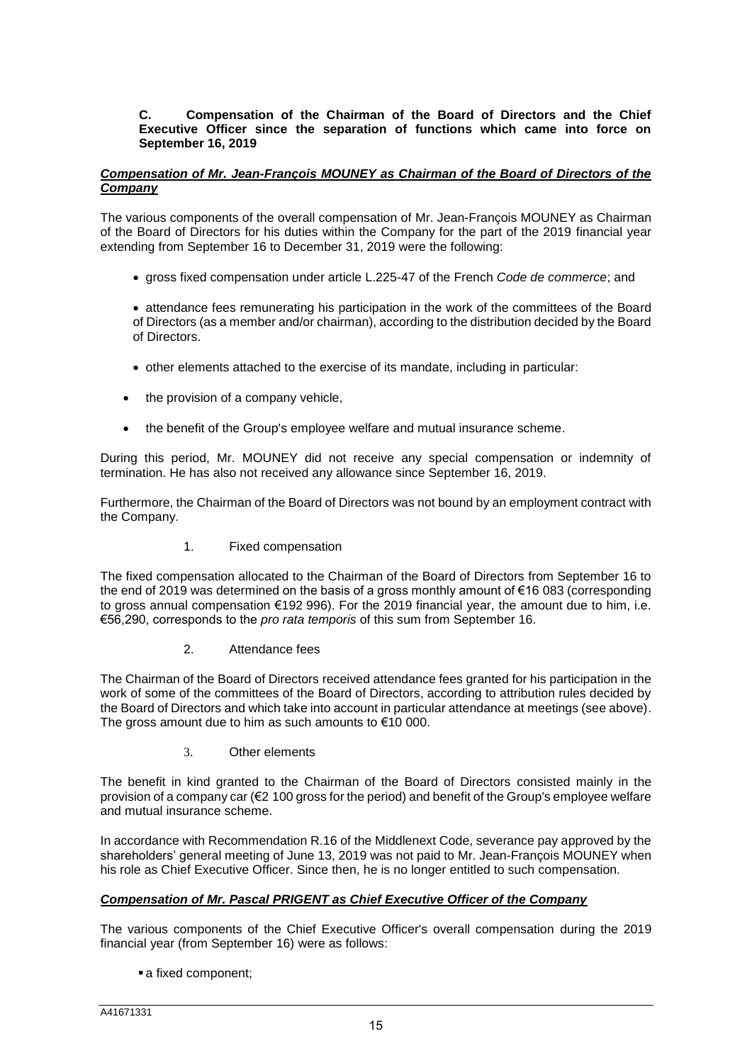**C. Compensation of the Chairman of the Board of Directors and the Chief Executive Officer since the separation of functions which came into force on September 16, 2019**

***Compensation of Mr. Jean-François MOUNEY as Chairman of the Board of Directors of the Company***

The various components of the overall compensation of Mr. Jean-François MOUNEY as Chairman of the Board of Directors for his duties within the Company for the part of the 2019 financial year extending from September 16 to December 31, 2019 were the following:

- gross fixed compensation under article L.225-47 of the French *Code de commerce*; and
- attendance fees remunerating his participation in the work of the committees of the Board of Directors (as a member and/or chairman), according to the distribution decided by the Board of Directors.
- other elements attached to the exercise of its mandate, including in particular:
- the provision of a company vehicle,
- the benefit of the Group's employee welfare and mutual insurance scheme.

During this period, Mr. MOUNEY did not receive any special compensation or indemnity of termination. He has also not received any allowance since September 16, 2019.

Furthermore, the Chairman of the Board of Directors was not bound by an employment contract with the Company.

1. Fixed compensation

The fixed compensation allocated to the Chairman of the Board of Directors from September 16 to the end of 2019 was determined on the basis of a gross monthly amount of €16 083 (corresponding to gross annual compensation €192 996). For the 2019 financial year, the amount due to him, i.e. €56,290, corresponds to the *pro rata temporis* of this sum from September 16.

2. Attendance fees

The Chairman of the Board of Directors received attendance fees granted for his participation in the work of some of the committees of the Board of Directors, according to attribution rules decided by the Board of Directors and which take into account in particular attendance at meetings (see above). The gross amount due to him as such amounts to €10 000.

3. Other elements

The benefit in kind granted to the Chairman of the Board of Directors consisted mainly in the provision of a company car (€2 100 gross for the period) and benefit of the Group's employee welfare and mutual insurance scheme.

In accordance with Recommendation R.16 of the Middlenext Code, severance pay approved by the shareholders' general meeting of June 13, 2019 was not paid to Mr. Jean-François MOUNEY when his role as Chief Executive Officer. Since then, he is no longer entitled to such compensation.

***Compensation of Mr. Pascal PRIGENT as Chief Executive Officer of the Company***

The various components of the Chief Executive Officer's overall compensation during the 2019 financial year (from September 16) were as follows:

- a fixed component;

A41671331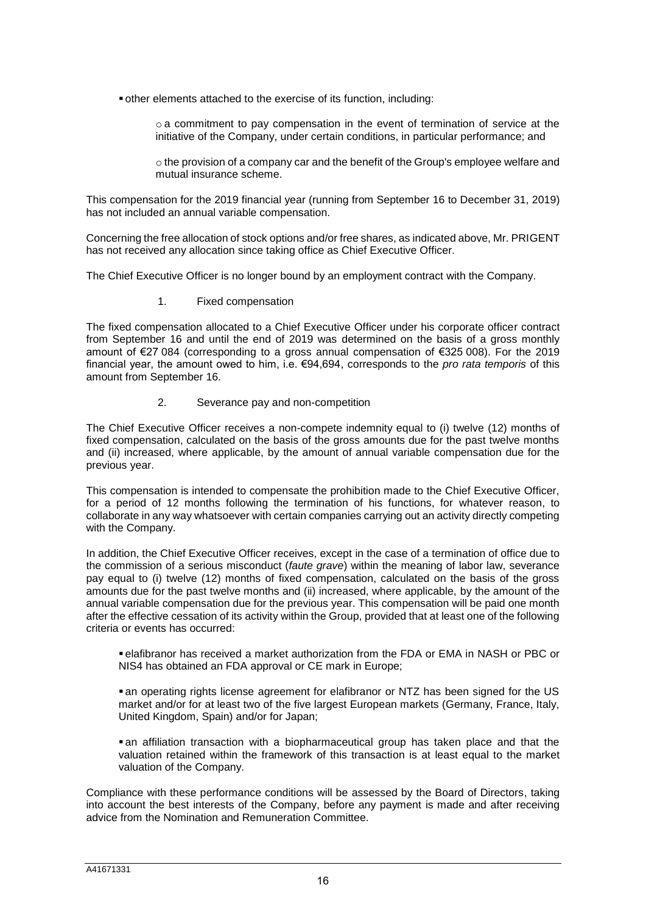- other elements attached to the exercise of its function, including:
  - a commitment to pay compensation in the event of termination of service at the initiative of the Company, under certain conditions, in particular performance; and
  - the provision of a company car and the benefit of the Group's employee welfare and mutual insurance scheme.

This compensation for the 2019 financial year (running from September 16 to December 31, 2019) has not included an annual variable compensation.

Concerning the free allocation of stock options and/or free shares, as indicated above, Mr. PRIGENT has not received any allocation since taking office as Chief Executive Officer.

The Chief Executive Officer is no longer bound by an employment contract with the Company.

1. Fixed compensation

The fixed compensation allocated to a Chief Executive Officer under his corporate officer contract from September 16 and until the end of 2019 was determined on the basis of a gross monthly amount of €27 084 (corresponding to a gross annual compensation of €325 008). For the 2019 financial year, the amount owed to him, i.e. €94,694, corresponds to the *pro rata temporis* of this amount from September 16.

2. Severance pay and non-competition

The Chief Executive Officer receives a non-compete indemnity equal to (i) twelve (12) months of fixed compensation, calculated on the basis of the gross amounts due for the past twelve months and (ii) increased, where applicable, by the amount of annual variable compensation due for the previous year.

This compensation is intended to compensate the prohibition made to the Chief Executive Officer, for a period of 12 months following the termination of his functions, for whatever reason, to collaborate in any way whatsoever with certain companies carrying out an activity directly competing with the Company.

In addition, the Chief Executive Officer receives, except in the case of a termination of office due to the commission of a serious misconduct (*faute grave*) within the meaning of labor law, severance pay equal to (i) twelve (12) months of fixed compensation, calculated on the basis of the gross amounts due for the past twelve months and (ii) increased, where applicable, by the amount of the annual variable compensation due for the previous year. This compensation will be paid one month after the effective cessation of its activity within the Group, provided that at least one of the following criteria or events has occurred:

- elafibranor has received a market authorization from the FDA or EMA in NASH or PBC or NIS4 has obtained an FDA approval or CE mark in Europe;
- an operating rights license agreement for elafibranor or NTZ has been signed for the US market and/or for at least two of the five largest European markets (Germany, France, Italy, United Kingdom, Spain) and/or for Japan;
- an affiliation transaction with a biopharmaceutical group has taken place and that the valuation retained within the framework of this transaction is at least equal to the market valuation of the Company.

Compliance with these performance conditions will be assessed by the Board of Directors, taking into account the best interests of the Company, before any payment is made and after receiving advice from the Nomination and Remuneration Committee.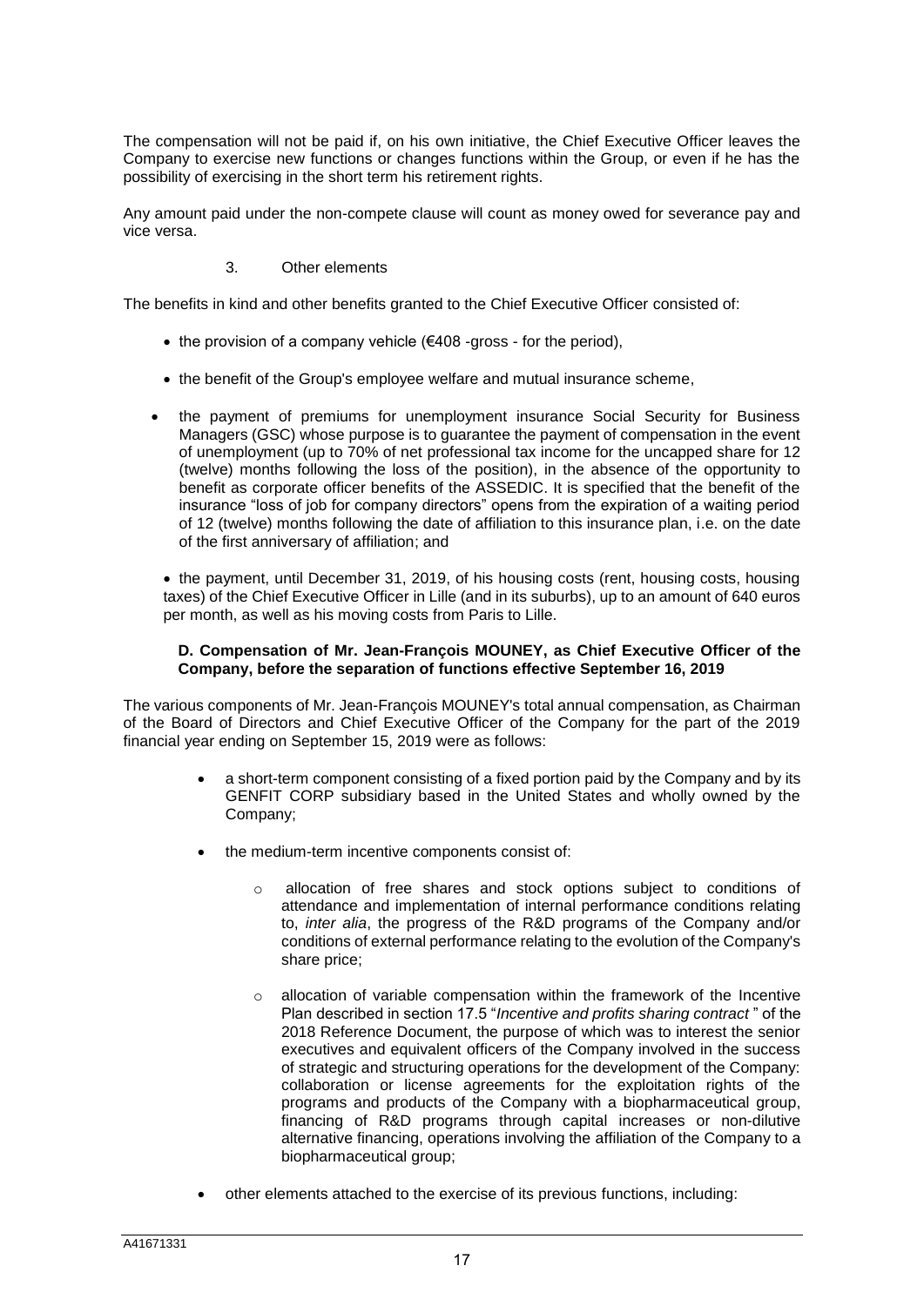The compensation will not be paid if, on his own initiative, the Chief Executive Officer leaves the Company to exercise new functions or changes functions within the Group, or even if he has the possibility of exercising in the short term his retirement rights.

Any amount paid under the non-compete clause will count as money owed for severance pay and vice versa.

3. Other elements

The benefits in kind and other benefits granted to the Chief Executive Officer consisted of:

- the provision of a company vehicle (€408 -gross - for the period),
- the benefit of the Group's employee welfare and mutual insurance scheme,
- the payment of premiums for unemployment insurance Social Security for Business Managers (GSC) whose purpose is to guarantee the payment of compensation in the event of unemployment (up to 70% of net professional tax income for the uncapped share for 12 (twelve) months following the loss of the position), in the absence of the opportunity to benefit as corporate officer benefits of the ASSEDIC. It is specified that the benefit of the insurance "loss of job for company directors" opens from the expiration of a waiting period of 12 (twelve) months following the date of affiliation to this insurance plan, i.e. on the date of the first anniversary of affiliation; and
- the payment, until December 31, 2019, of his housing costs (rent, housing costs, housing taxes) of the Chief Executive Officer in Lille (and in its suburbs), up to an amount of 640 euros per month, as well as his moving costs from Paris to Lille.

**D. Compensation of Mr. Jean-François MOUNEY, as Chief Executive Officer of the Company, before the separation of functions effective September 16, 2019**

The various components of Mr. Jean-François MOUNEY's total annual compensation, as Chairman of the Board of Directors and Chief Executive Officer of the Company for the part of the 2019 financial year ending on September 15, 2019 were as follows:

- a short-term component consisting of a fixed portion paid by the Company and by its GENFIT CORP subsidiary based in the United States and wholly owned by the Company;
- the medium-term incentive components consist of:
  - allocation of free shares and stock options subject to conditions of attendance and implementation of internal performance conditions relating to, *inter alia*, the progress of the R&D programs of the Company and/or conditions of external performance relating to the evolution of the Company's share price;
  - allocation of variable compensation within the framework of the Incentive Plan described in section 17.5 "*Incentive and profits sharing contract* " of the 2018 Reference Document, the purpose of which was to interest the senior executives and equivalent officers of the Company involved in the success of strategic and structuring operations for the development of the Company: collaboration or license agreements for the exploitation rights of the programs and products of the Company with a biopharmaceutical group, financing of R&D programs through capital increases or non-dilutive alternative financing, operations involving the affiliation of the Company to a biopharmaceutical group;
- other elements attached to the exercise of its previous functions, including: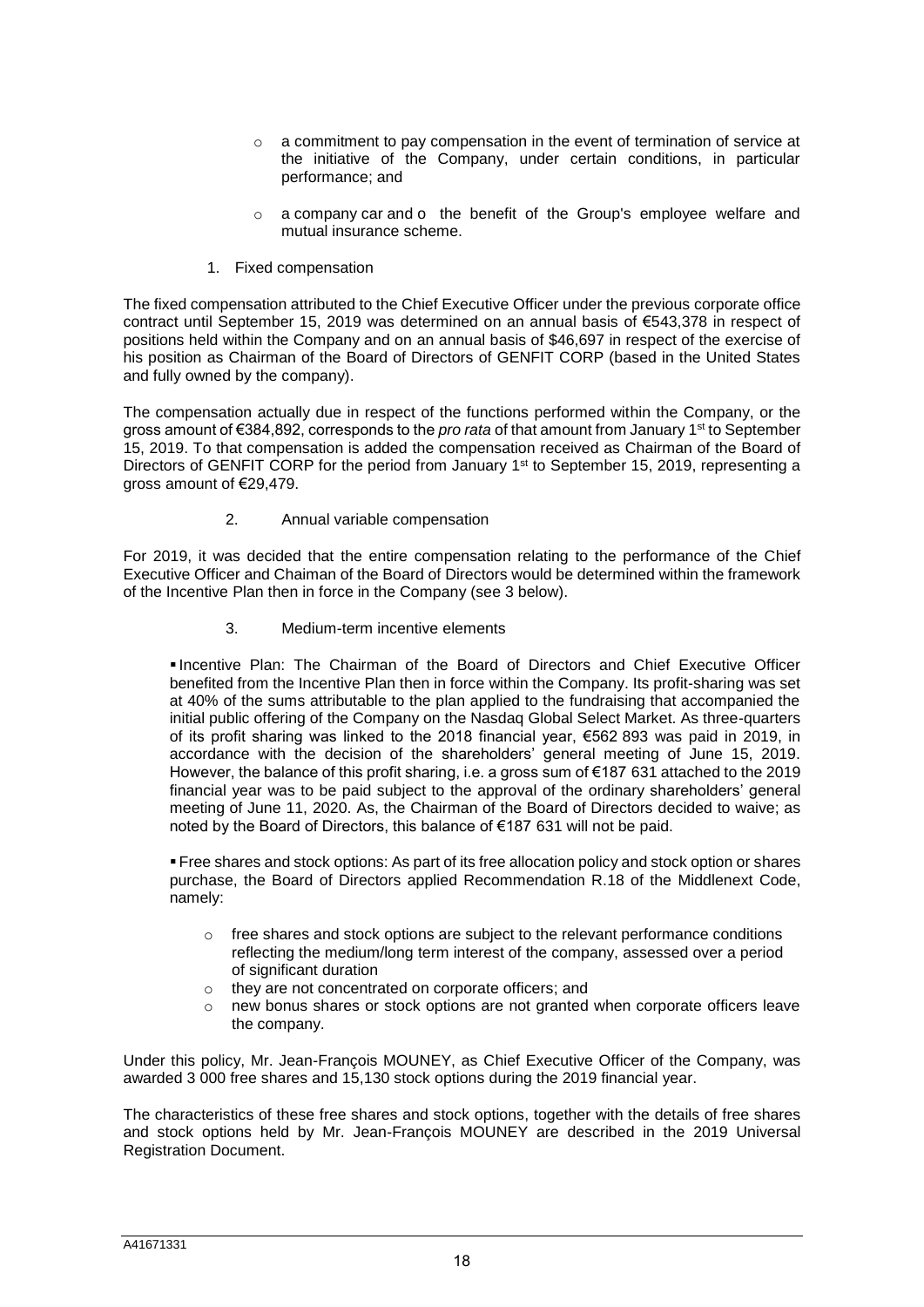- a commitment to pay compensation in the event of termination of service at the initiative of the Company, under certain conditions, in particular performance; and
- a company car and o the benefit of the Group's employee welfare and mutual insurance scheme.

1. Fixed compensation

The fixed compensation attributed to the Chief Executive Officer under the previous corporate office contract until September 15, 2019 was determined on an annual basis of €543,378 in respect of positions held within the Company and on an annual basis of $46,697 in respect of the exercise of his position as Chairman of the Board of Directors of GENFIT CORP (based in the United States and fully owned by the company).

The compensation actually due in respect of the functions performed within the Company, or the gross amount of €384,892, corresponds to the *pro rata* of that amount from January 1st to September 15, 2019. To that compensation is added the compensation received as Chairman of the Board of Directors of GENFIT CORP for the period from January 1st to September 15, 2019, representing a gross amount of €29,479.

2. Annual variable compensation

For 2019, it was decided that the entire compensation relating to the performance of the Chief Executive Officer and Chaiman of the Board of Directors would be determined within the framework of the Incentive Plan then in force in the Company (see 3 below).

3. Medium-term incentive elements

- Incentive Plan: The Chairman of the Board of Directors and Chief Executive Officer benefited from the Incentive Plan then in force within the Company. Its profit-sharing was set at 40% of the sums attributable to the plan applied to the fundraising that accompanied the initial public offering of the Company on the Nasdaq Global Select Market. As three-quarters of its profit sharing was linked to the 2018 financial year, €562 893 was paid in 2019, in accordance with the decision of the shareholders' general meeting of June 15, 2019. However, the balance of this profit sharing, i.e. a gross sum of €187 631 attached to the 2019 financial year was to be paid subject to the approval of the ordinary shareholders' general meeting of June 11, 2020. As, the Chairman of the Board of Directors decided to waive; as noted by the Board of Directors, this balance of €187 631 will not be paid.

- Free shares and stock options: As part of its free allocation policy and stock option or shares purchase, the Board of Directors applied Recommendation R.18 of the Middlenext Code, namely:
  - free shares and stock options are subject to the relevant performance conditions reflecting the medium/long term interest of the company, assessed over a period of significant duration
  - they are not concentrated on corporate officers; and
  - new bonus shares or stock options are not granted when corporate officers leave the company.

Under this policy, Mr. Jean-François MOUNEY, as Chief Executive Officer of the Company, was awarded 3 000 free shares and 15,130 stock options during the 2019 financial year.

The characteristics of these free shares and stock options, together with the details of free shares and stock options held by Mr. Jean-François MOUNEY are described in the 2019 Universal Registration Document.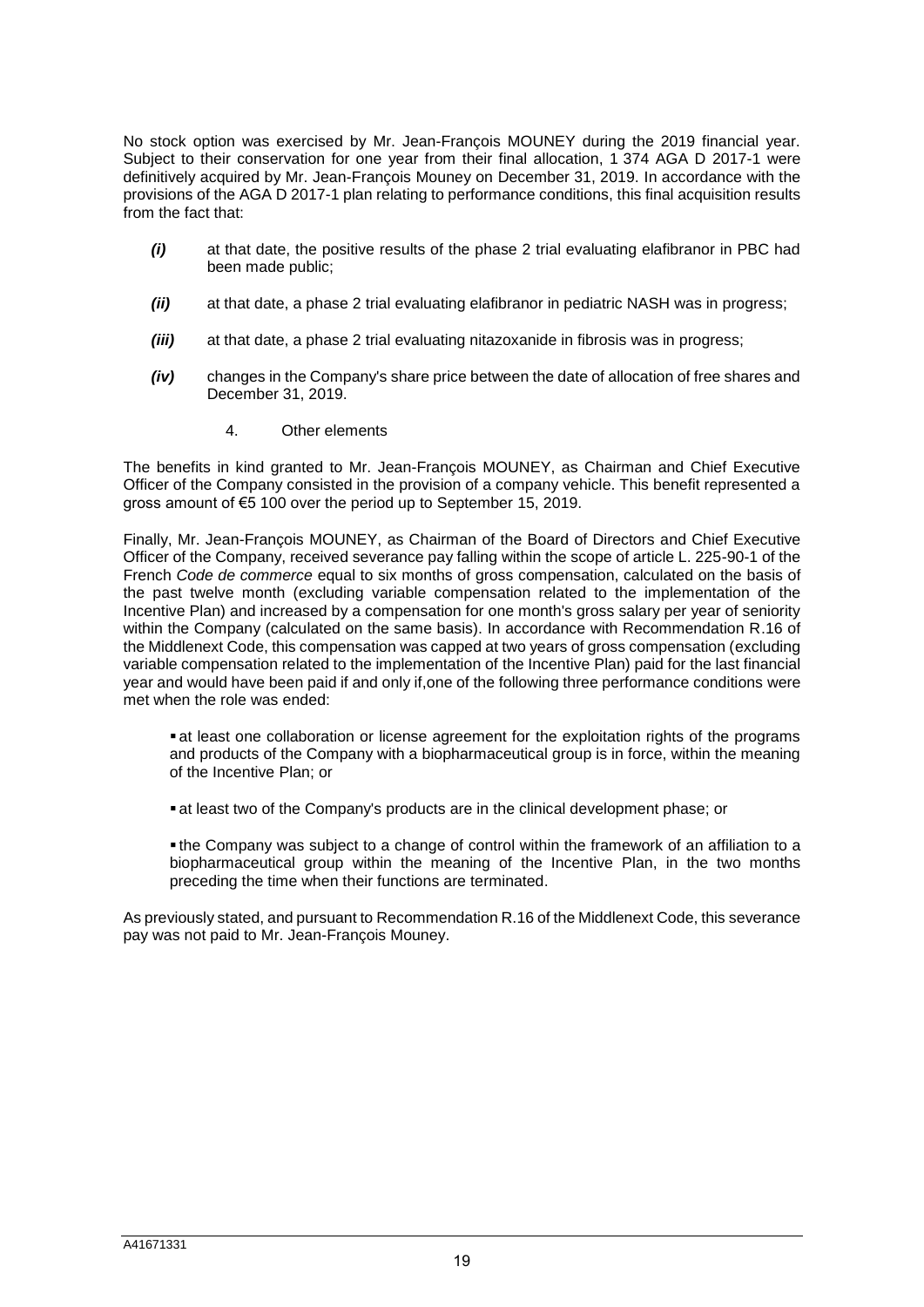No stock option was exercised by Mr. Jean-François MOUNEY during the 2019 financial year. Subject to their conservation for one year from their final allocation, 1 374 AGA D 2017-1 were definitively acquired by Mr. Jean-François Mouney on December 31, 2019. In accordance with the provisions of the AGA D 2017-1 plan relating to performance conditions, this final acquisition results from the fact that:

***(i)*** at that date, the positive results of the phase 2 trial evaluating elafibranor in PBC had been made public;

***(ii)*** at that date, a phase 2 trial evaluating elafibranor in pediatric NASH was in progress;

***(iii)*** at that date, a phase 2 trial evaluating nitazoxanide in fibrosis was in progress;

***(iv)*** changes in the Company's share price between the date of allocation of free shares and December 31, 2019.

4. Other elements

The benefits in kind granted to Mr. Jean-François MOUNEY, as Chairman and Chief Executive Officer of the Company consisted in the provision of a company vehicle. This benefit represented a gross amount of €5 100 over the period up to September 15, 2019.

Finally, Mr. Jean-François MOUNEY, as Chairman of the Board of Directors and Chief Executive Officer of the Company, received severance pay falling within the scope of article L. 225-90-1 of the French *Code de commerce* equal to six months of gross compensation, calculated on the basis of the past twelve month (excluding variable compensation related to the implementation of the Incentive Plan) and increased by a compensation for one month's gross salary per year of seniority within the Company (calculated on the same basis). In accordance with Recommendation R.16 of the Middlenext Code, this compensation was capped at two years of gross compensation (excluding variable compensation related to the implementation of the Incentive Plan) paid for the last financial year and would have been paid if and only if,one of the following three performance conditions were met when the role was ended:

- at least one collaboration or license agreement for the exploitation rights of the programs and products of the Company with a biopharmaceutical group is in force, within the meaning of the Incentive Plan; or
- at least two of the Company's products are in the clinical development phase; or
- the Company was subject to a change of control within the framework of an affiliation to a biopharmaceutical group within the meaning of the Incentive Plan, in the two months preceding the time when their functions are terminated.

As previously stated, and pursuant to Recommendation R.16 of the Middlenext Code, this severance pay was not paid to Mr. Jean-François Mouney.